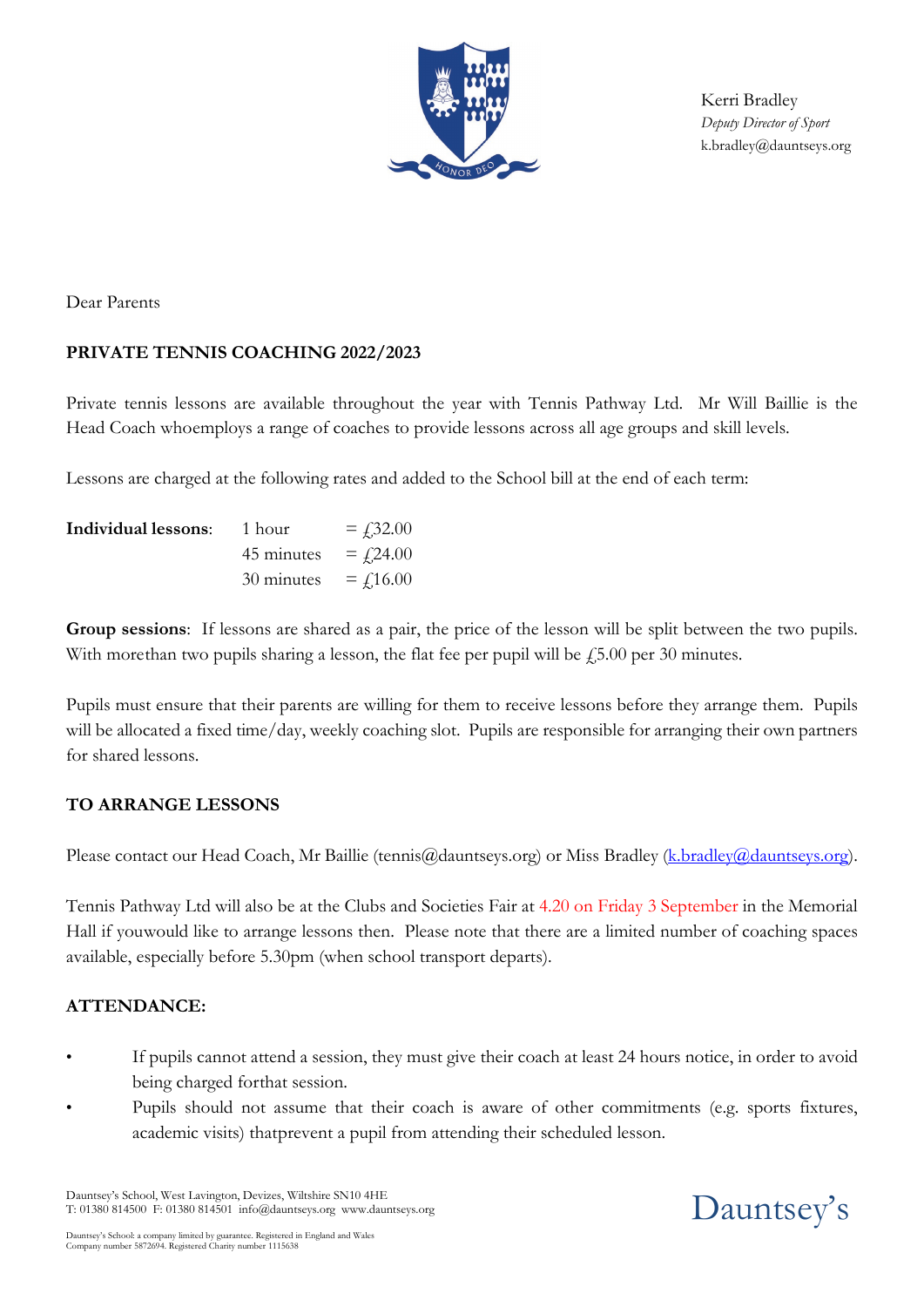Kerri Bradley
*Deputy Director of Sport*
k.bradley@dauntseys.org

Dear Parents

**PRIVATE TENNIS COACHING 2022/2023**

Private tennis lessons are available throughout the year with Tennis Pathway Ltd. Mr Will Baillie is the Head Coach whoemploys a range of coaches to provide lessons across all age groups and skill levels.

Lessons are charged at the following rates and added to the School bill at the end of each term:

| | | |
|---|---|---|
| **Individual lessons**: | 1 hour | = £32.00 |
| | 45 minutes | = £24.00 |
| | 30 minutes | = £16.00 |

**Group sessions**: If lessons are shared as a pair, the price of the lesson will be split between the two pupils. With morethan two pupils sharing a lesson, the flat fee per pupil will be £5.00 per 30 minutes.

Pupils must ensure that their parents are willing for them to receive lessons before they arrange them. Pupils will be allocated a fixed time/day, weekly coaching slot. Pupils are responsible for arranging their own partners for shared lessons.

**TO ARRANGE LESSONS**

Please contact our Head Coach, Mr Baillie (tennis@dauntseys.org) or Miss Bradley (k.bradley@dauntseys.org).

Tennis Pathway Ltd will also be at the Clubs and Societies Fair at 4.20 on Friday 3 September in the Memorial Hall if youwould like to arrange lessons then. Please note that there are a limited number of coaching spaces available, especially before 5.30pm (when school transport departs).

**ATTENDANCE:**

- If pupils cannot attend a session, they must give their coach at least 24 hours notice, in order to avoid being charged forthat session.
- Pupils should not assume that their coach is aware of other commitments (e.g. sports fixtures, academic visits) thatprevent a pupil from attending their scheduled lesson.

Dauntsey's School, West Lavington, Devizes, Wiltshire SN10 4HE
T: 01380 814500 F: 01380 814501 info@dauntseys.org www.dauntseys.org

Dauntsey's School: a company limited by guarantee. Registered in England and Wales
Company number 5872694. Registered Charity number 1115638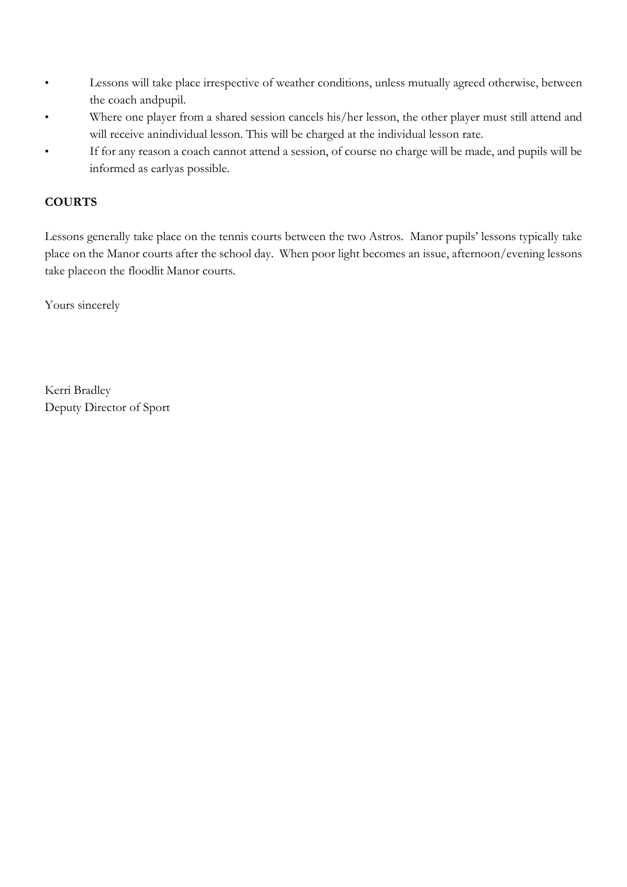- Lessons will take place irrespective of weather conditions, unless mutually agreed otherwise, between the coach andpupil.
- Where one player from a shared session cancels his/her lesson, the other player must still attend and will receive anindividual lesson. This will be charged at the individual lesson rate.
- If for any reason a coach cannot attend a session, of course no charge will be made, and pupils will be informed as earlyas possible.

**COURTS**

Lessons generally take place on the tennis courts between the two Astros. Manor pupils' lessons typically take place on the Manor courts after the school day. When poor light becomes an issue, afternoon/evening lessons take placeon the floodlit Manor courts.

Yours sincerely

Kerri Bradley
Deputy Director of Sport